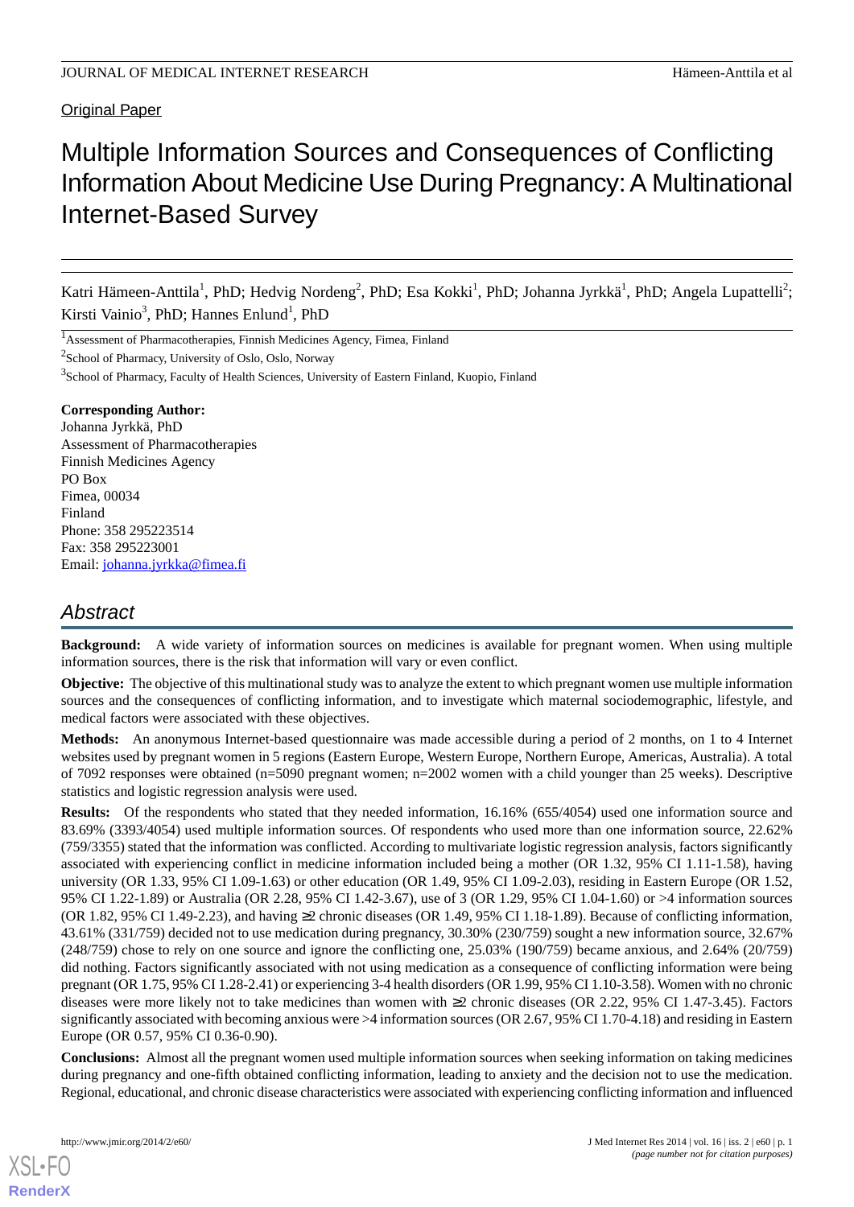Original Paper

# Multiple Information Sources and Consequences of Conflicting Information About Medicine Use During Pregnancy: A Multinational Internet-Based Survey

Katri Hämeen-Anttila[1], PhD; Hedvig Nordeng[2], PhD; Esa Kokki[1], PhD; Johanna Jyrkkä[1], PhD; Angela Lupattelli[2]; Kirsti Vainio[3], PhD; Hannes Enlund[1], PhD

[1]Assessment of Pharmacotherapies, Finnish Medicines Agency, Fimea, Finland

[2]School of Pharmacy, University of Oslo, Oslo, Norway

[3]School of Pharmacy, Faculty of Health Sciences, University of Eastern Finland, Kuopio, Finland

**Corresponding Author:**
Johanna Jyrkkä, PhD
Assessment of Pharmacotherapies
Finnish Medicines Agency
PO Box
Fimea, 00034
Finland
Phone: 358 295223514
Fax: 358 295223001
Email: johanna.jyrkka@fimea.fi

## Abstract

**Background:** A wide variety of information sources on medicines is available for pregnant women. When using multiple information sources, there is the risk that information will vary or even conflict.

**Objective:** The objective of this multinational study was to analyze the extent to which pregnant women use multiple information sources and the consequences of conflicting information, and to investigate which maternal sociodemographic, lifestyle, and medical factors were associated with these objectives.

**Methods:** An anonymous Internet-based questionnaire was made accessible during a period of 2 months, on 1 to 4 Internet websites used by pregnant women in 5 regions (Eastern Europe, Western Europe, Northern Europe, Americas, Australia). A total of 7092 responses were obtained (n=5090 pregnant women; n=2002 women with a child younger than 25 weeks). Descriptive statistics and logistic regression analysis were used.

**Results:** Of the respondents who stated that they needed information, 16.16% (655/4054) used one information source and 83.69% (3393/4054) used multiple information sources. Of respondents who used more than one information source, 22.62% (759/3355) stated that the information was conflicted. According to multivariate logistic regression analysis, factors significantly associated with experiencing conflict in medicine information included being a mother (OR 1.32, 95% CI 1.11-1.58), having university (OR 1.33, 95% CI 1.09-1.63) or other education (OR 1.49, 95% CI 1.09-2.03), residing in Eastern Europe (OR 1.52, 95% CI 1.22-1.89) or Australia (OR 2.28, 95% CI 1.42-3.67), use of 3 (OR 1.29, 95% CI 1.04-1.60) or >4 information sources (OR 1.82, 95% CI 1.49-2.23), and having ≥2 chronic diseases (OR 1.49, 95% CI 1.18-1.89). Because of conflicting information, 43.61% (331/759) decided not to use medication during pregnancy, 30.30% (230/759) sought a new information source, 32.67% (248/759) chose to rely on one source and ignore the conflicting one, 25.03% (190/759) became anxious, and 2.64% (20/759) did nothing. Factors significantly associated with not using medication as a consequence of conflicting information were being pregnant (OR 1.75, 95% CI 1.28-2.41) or experiencing 3-4 health disorders (OR 1.99, 95% CI 1.10-3.58). Women with no chronic diseases were more likely not to take medicines than women with ≥2 chronic diseases (OR 2.22, 95% CI 1.47-3.45). Factors significantly associated with becoming anxious were >4 information sources (OR 2.67, 95% CI 1.70-4.18) and residing in Eastern Europe (OR 0.57, 95% CI 0.36-0.90).

**Conclusions:** Almost all the pregnant women used multiple information sources when seeking information on taking medicines during pregnancy and one-fifth obtained conflicting information, leading to anxiety and the decision not to use the medication. Regional, educational, and chronic disease characteristics were associated with experiencing conflicting information and influenced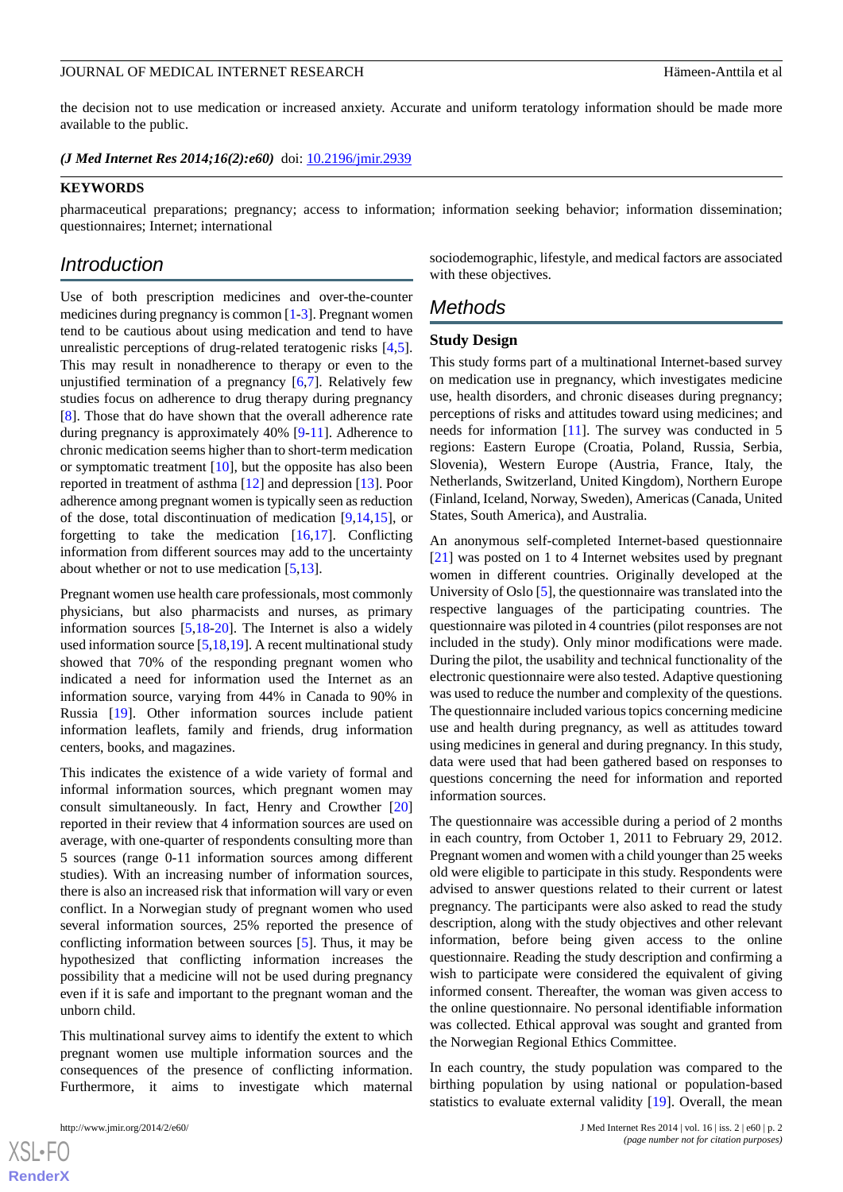the decision not to use medication or increased anxiety. Accurate and uniform teratology information should be made more available to the public.

***(J Med Internet Res 2014;16(2):e60)*** doi: 10.2196/jmir.2939

**KEYWORDS**

pharmaceutical preparations; pregnancy; access to information; information seeking behavior; information dissemination; questionnaires; Internet; international

## Introduction

Use of both prescription medicines and over-the-counter medicines during pregnancy is common [1-3]. Pregnant women tend to be cautious about using medication and tend to have unrealistic perceptions of drug-related teratogenic risks [4,5]. This may result in nonadherence to therapy or even to the unjustified termination of a pregnancy [6,7]. Relatively few studies focus on adherence to drug therapy during pregnancy [8]. Those that do have shown that the overall adherence rate during pregnancy is approximately 40% [9-11]. Adherence to chronic medication seems higher than to short-term medication or symptomatic treatment [10], but the opposite has also been reported in treatment of asthma [12] and depression [13]. Poor adherence among pregnant women is typically seen as reduction of the dose, total discontinuation of medication [9,14,15], or forgetting to take the medication [16,17]. Conflicting information from different sources may add to the uncertainty about whether or not to use medication [5,13].

Pregnant women use health care professionals, most commonly physicians, but also pharmacists and nurses, as primary information sources [5,18-20]. The Internet is also a widely used information source [5,18,19]. A recent multinational study showed that 70% of the responding pregnant women who indicated a need for information used the Internet as an information source, varying from 44% in Canada to 90% in Russia [19]. Other information sources include patient information leaflets, family and friends, drug information centers, books, and magazines.

This indicates the existence of a wide variety of formal and informal information sources, which pregnant women may consult simultaneously. In fact, Henry and Crowther [20] reported in their review that 4 information sources are used on average, with one-quarter of respondents consulting more than 5 sources (range 0-11 information sources among different studies). With an increasing number of information sources, there is also an increased risk that information will vary or even conflict. In a Norwegian study of pregnant women who used several information sources, 25% reported the presence of conflicting information between sources [5]. Thus, it may be hypothesized that conflicting information increases the possibility that a medicine will not be used during pregnancy even if it is safe and important to the pregnant woman and the unborn child.

This multinational survey aims to identify the extent to which pregnant women use multiple information sources and the consequences of the presence of conflicting information. Furthermore, it aims to investigate which maternal sociodemographic, lifestyle, and medical factors are associated with these objectives.

## Methods

### Study Design

This study forms part of a multinational Internet-based survey on medication use in pregnancy, which investigates medicine use, health disorders, and chronic diseases during pregnancy; perceptions of risks and attitudes toward using medicines; and needs for information [11]. The survey was conducted in 5 regions: Eastern Europe (Croatia, Poland, Russia, Serbia, Slovenia), Western Europe (Austria, France, Italy, the Netherlands, Switzerland, United Kingdom), Northern Europe (Finland, Iceland, Norway, Sweden), Americas (Canada, United States, South America), and Australia.

An anonymous self-completed Internet-based questionnaire [21] was posted on 1 to 4 Internet websites used by pregnant women in different countries. Originally developed at the University of Oslo [5], the questionnaire was translated into the respective languages of the participating countries. The questionnaire was piloted in 4 countries (pilot responses are not included in the study). Only minor modifications were made. During the pilot, the usability and technical functionality of the electronic questionnaire were also tested. Adaptive questioning was used to reduce the number and complexity of the questions. The questionnaire included various topics concerning medicine use and health during pregnancy, as well as attitudes toward using medicines in general and during pregnancy. In this study, data were used that had been gathered based on responses to questions concerning the need for information and reported information sources.

The questionnaire was accessible during a period of 2 months in each country, from October 1, 2011 to February 29, 2012. Pregnant women and women with a child younger than 25 weeks old were eligible to participate in this study. Respondents were advised to answer questions related to their current or latest pregnancy. The participants were also asked to read the study description, along with the study objectives and other relevant information, before being given access to the online questionnaire. Reading the study description and confirming a wish to participate were considered the equivalent of giving informed consent. Thereafter, the woman was given access to the online questionnaire. No personal identifiable information was collected. Ethical approval was sought and granted from the Norwegian Regional Ethics Committee.

In each country, the study population was compared to the birthing population by using national or population-based statistics to evaluate external validity [19]. Overall, the mean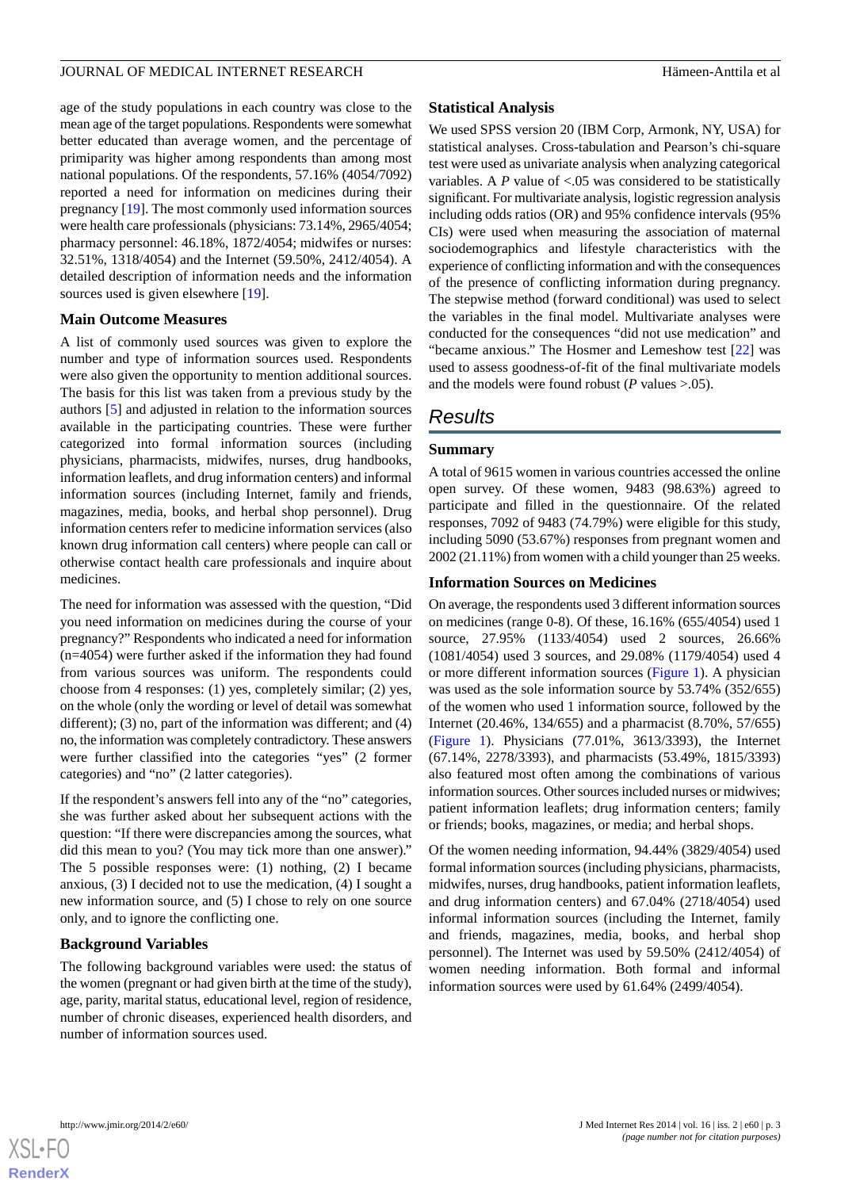age of the study populations in each country was close to the mean age of the target populations. Respondents were somewhat better educated than average women, and the percentage of primiparity was higher among respondents than among most national populations. Of the respondents, 57.16% (4054/7092) reported a need for information on medicines during their pregnancy [19]. The most commonly used information sources were health care professionals (physicians: 73.14%, 2965/4054; pharmacy personnel: 46.18%, 1872/4054; midwifes or nurses: 32.51%, 1318/4054) and the Internet (59.50%, 2412/4054). A detailed description of information needs and the information sources used is given elsewhere [19].

### Main Outcome Measures

A list of commonly used sources was given to explore the number and type of information sources used. Respondents were also given the opportunity to mention additional sources. The basis for this list was taken from a previous study by the authors [5] and adjusted in relation to the information sources available in the participating countries. These were further categorized into formal information sources (including physicians, pharmacists, midwifes, nurses, drug handbooks, information leaflets, and drug information centers) and informal information sources (including Internet, family and friends, magazines, media, books, and herbal shop personnel). Drug information centers refer to medicine information services (also known drug information call centers) where people can call or otherwise contact health care professionals and inquire about medicines.

The need for information was assessed with the question, "Did you need information on medicines during the course of your pregnancy?" Respondents who indicated a need for information (n=4054) were further asked if the information they had found from various sources was uniform. The respondents could choose from 4 responses: (1) yes, completely similar; (2) yes, on the whole (only the wording or level of detail was somewhat different); (3) no, part of the information was different; and (4) no, the information was completely contradictory. These answers were further classified into the categories "yes" (2 former categories) and "no" (2 latter categories).

If the respondent's answers fell into any of the "no" categories, she was further asked about her subsequent actions with the question: "If there were discrepancies among the sources, what did this mean to you? (You may tick more than one answer)." The 5 possible responses were: (1) nothing, (2) I became anxious, (3) I decided not to use the medication, (4) I sought a new information source, and (5) I chose to rely on one source only, and to ignore the conflicting one.

### Background Variables

The following background variables were used: the status of the women (pregnant or had given birth at the time of the study), age, parity, marital status, educational level, region of residence, number of chronic diseases, experienced health disorders, and number of information sources used.

### Statistical Analysis

We used SPSS version 20 (IBM Corp, Armonk, NY, USA) for statistical analyses. Cross-tabulation and Pearson's chi-square test were used as univariate analysis when analyzing categorical variables. A *P* value of <.05 was considered to be statistically significant. For multivariate analysis, logistic regression analysis including odds ratios (OR) and 95% confidence intervals (95% CIs) were used when measuring the association of maternal sociodemographics and lifestyle characteristics with the experience of conflicting information and with the consequences of the presence of conflicting information during pregnancy. The stepwise method (forward conditional) was used to select the variables in the final model. Multivariate analyses were conducted for the consequences "did not use medication" and "became anxious." The Hosmer and Lemeshow test [22] was used to assess goodness-of-fit of the final multivariate models and the models were found robust (*P* values >.05).

## Results

### Summary

A total of 9615 women in various countries accessed the online open survey. Of these women, 9483 (98.63%) agreed to participate and filled in the questionnaire. Of the related responses, 7092 of 9483 (74.79%) were eligible for this study, including 5090 (53.67%) responses from pregnant women and 2002 (21.11%) from women with a child younger than 25 weeks.

### Information Sources on Medicines

On average, the respondents used 3 different information sources on medicines (range 0-8). Of these, 16.16% (655/4054) used 1 source, 27.95% (1133/4054) used 2 sources, 26.66% (1081/4054) used 3 sources, and 29.08% (1179/4054) used 4 or more different information sources (Figure 1). A physician was used as the sole information source by 53.74% (352/655) of the women who used 1 information source, followed by the Internet (20.46%, 134/655) and a pharmacist (8.70%, 57/655) (Figure 1). Physicians (77.01%, 3613/3393), the Internet (67.14%, 2278/3393), and pharmacists (53.49%, 1815/3393) also featured most often among the combinations of various information sources. Other sources included nurses or midwifes; patient information leaflets; drug information centers; family or friends; books, magazines, or media; and herbal shops.

Of the women needing information, 94.44% (3829/4054) used formal information sources (including physicians, pharmacists, midwifes, nurses, drug handbooks, patient information leaflets, and drug information centers) and 67.04% (2718/4054) used informal information sources (including the Internet, family and friends, magazines, media, books, and herbal shop personnel). The Internet was used by 59.50% (2412/4054) of women needing information. Both formal and informal information sources were used by 61.64% (2499/4054).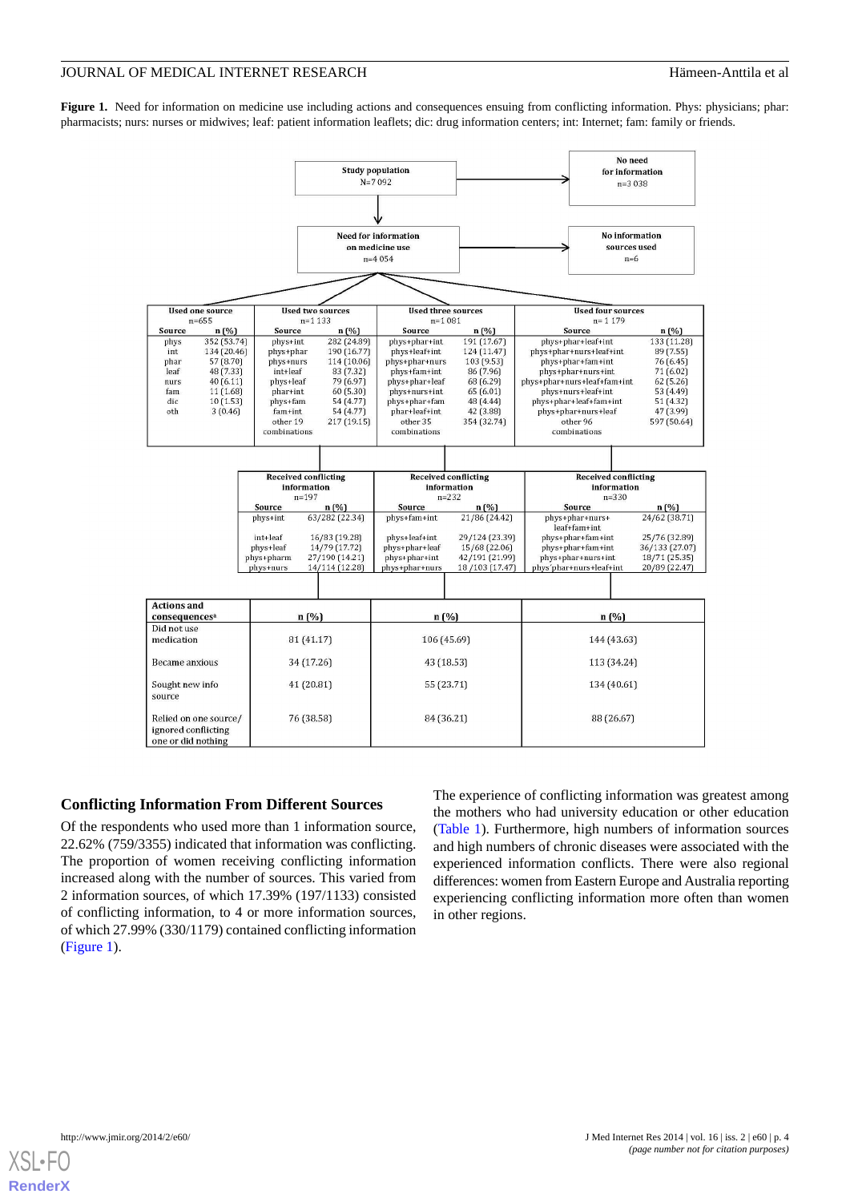**Figure 1.** Need for information on medicine use including actions and consequences ensuing from conflicting information. Phys: physicians; phar: pharmacists; nurs: nurses or midwives; leaf: patient information leaflets; dic: drug information centers; int: Internet; fam: family or friends.

Study population N=7 092 → No need for information n=3 038

Need for information on medicine use n=4 054 → No information sources used n=6

| Used one source n=655 | | Used two sources n=1 133 | | Used three sources n=1 081 | | Used four sources n= 1 179 | |
|---|---|---|---|---|---|---|---|
| Source | n (%) | Source | n (%) | Source | n (%) | Source | n (%) |
| phys | 352 (53.74) | phys+int | 282 (24.89) | phys+phar+int | 191 (17.67) | phys+phar+leaf+int | 133 (11.28) |
| int | 134 (20.46) | phys+phar | 190 (16.77) | phys+leaf+int | 124 (11.47) | phys+phar+nurs+leaf+int | 89 (7.55) |
| phar | 57 (8.70) | phys+nurs | 114 (10.06) | phys+phar+nurs | 103 (9.53) | phys+phar+fam+int | 76 (6.45) |
| leaf | 48 (7.33) | int+leaf | 83 (7.32) | phys+fam+int | 86 (7.96) | phys+phar+nurs+int | 71 (6.02) |
| nurs | 40 (6.11) | phys+leaf | 79 (6.97) | phys+phar+leaf | 68 (6.29) | phys+phar+nurs+leaf+fam+int | 62 (5.26) |
| fam | 11 (1.68) | phar+int | 60 (5.30) | phys+nurs+int | 65 (6.01) | phys+nurs+leaf+int | 53 (4.49) |
| dic | 10 (1.53) | phys+fam | 54 (4.77) | phys+phar+fam | 48 (4.44) | phys+phar+leaf+fam+int | 51 (4.32) |
| oth | 3 (0.46) | fam+int | 54 (4.77) | phar+leaf+int | 42 (3.88) | phys+phar+nurs+leaf | 47 (3.99) |
| | | other 19 combinations | 217 (19.15) | other 35 combinations | 354 (32.74) | other 96 combinations | 597 (50.64) |

| Received conflicting information n=197 | | Received conflicting information n=232 | | Received conflicting information n=330 | |
|---|---|---|---|---|---|
| Source | n (%) | Source | n (%) | Source | n (%) |
| phys+int | 63/282 (22.34) | phys+fam+int | 21/86 (24.42) | phys+phar+nurs+leaf+fam+int | 24/62 (38.71) |
| int+leaf | 16/83 (19.28) | phys+leaf+int | 29/124 (23.39) | phys+phar+fam+int | 25/76 (32.89) |
| phys+leaf | 14/79 (17.72) | phys+phar+leaf | 15/68 (22.06) | phys+phar+fam+int | 36/133 (27.07) |
| phys+pharm | 27/190 (14.21) | phys+phar+int | 42/191 (21.99) | phys+phar+nurs+int | 18/71 (25.35) |
| phys+nurs | 14/114 (12.28) | phys+phar+nurs | 18 /103 (17.47) | phys'phar+nurs+leaf+int | 20/89 (22.47) |

| Actions and consequences[a] | n (%) | n (%) | n (%) |
|---|---|---|---|
| Did not use medication | 81 (41.17) | 106 (45.69) | 144 (43.63) |
| Became anxious | 34 (17.26) | 43 (18.53) | 113 (34.24) |
| Sought new info source | 41 (20.81) | 55 (23.71) | 134 (40.61) |
| Relied on one source/ ignored conflicting one or did nothing | 76 (38.58) | 84 (36.21) | 88 (26.67) |

### Conflicting Information From Different Sources

Of the respondents who used more than 1 information source, 22.62% (759/3355) indicated that information was conflicting. The proportion of women receiving conflicting information increased along with the number of sources. This varied from 2 information sources, of which 17.39% (197/1133) consisted of conflicting information, to 4 or more information sources, of which 27.99% (330/1179) contained conflicting information (Figure 1).

The experience of conflicting information was greatest among the mothers who had university education or other education (Table 1). Furthermore, high numbers of information sources and high numbers of chronic diseases were associated with the experienced information conflicts. There were also regional differences: women from Eastern Europe and Australia reporting experiencing conflicting information more often than women in other regions.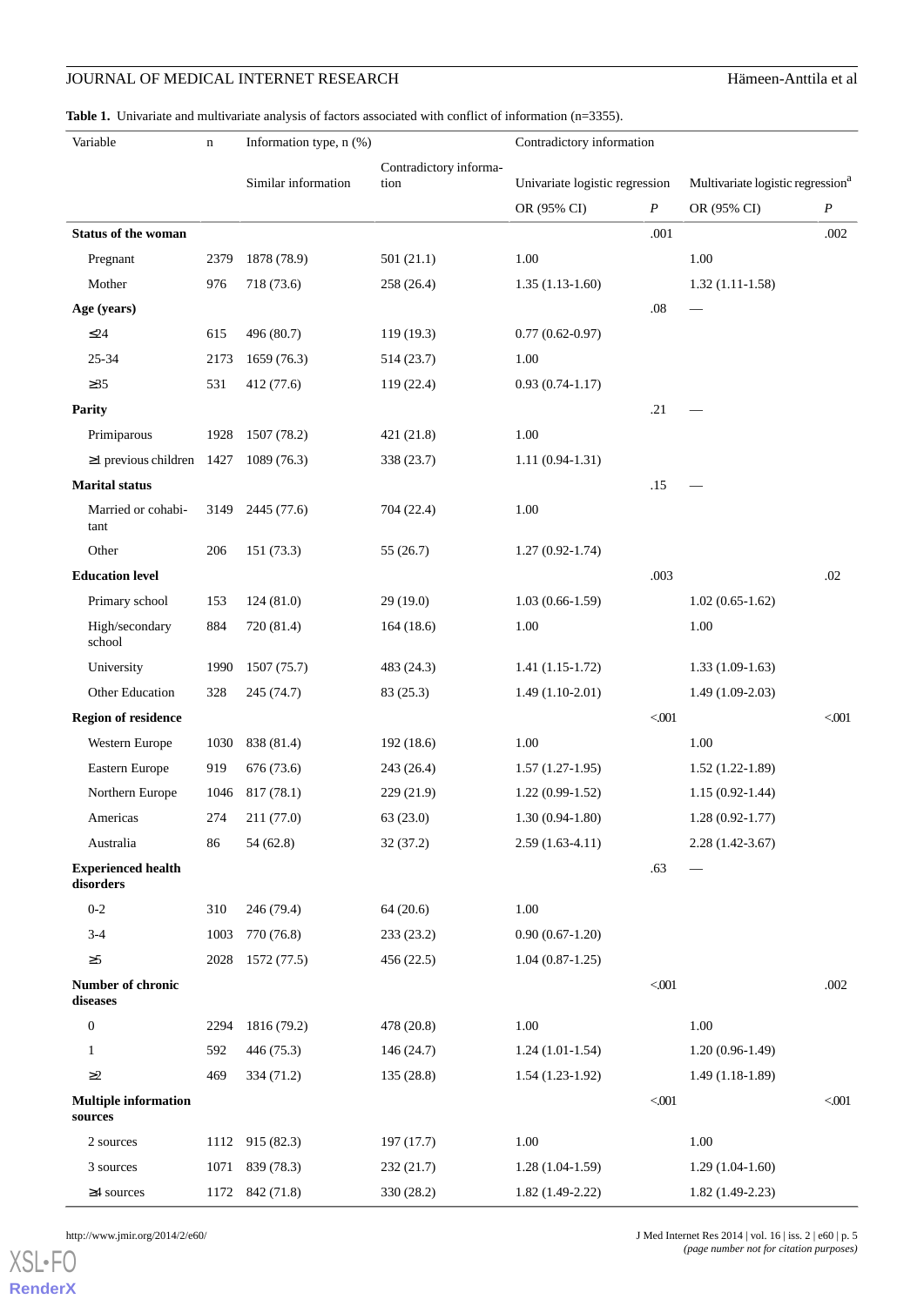**Table 1.** Univariate and multivariate analysis of factors associated with conflict of information (n=3355).

| Variable | n | Information type, n (%) | | Contradictory information | | | |
|---|---|---|---|---|---|---|---|
| | | Similar information | Contradictory information | Univariate logistic regression | | Multivariate logistic regression[a] | |
| | | | | OR (95% CI) | *P* | OR (95% CI) | *P* |
| **Status of the woman** | | | | | .001 | | .002 |
| Pregnant | 2379 | 1878 (78.9) | 501 (21.1) | 1.00 | | 1.00 | |
| Mother | 976 | 718 (73.6) | 258 (26.4) | 1.35 (1.13-1.60) | | 1.32 (1.11-1.58) | |
| **Age (years)** | | | | | .08 | — | |
| ≤24 | 615 | 496 (80.7) | 119 (19.3) | 0.77 (0.62-0.97) | | | |
| 25-34 | 2173 | 1659 (76.3) | 514 (23.7) | 1.00 | | | |
| ≥35 | 531 | 412 (77.6) | 119 (22.4) | 0.93 (0.74-1.17) | | | |
| **Parity** | | | | | .21 | — | |
| Primiparous | 1928 | 1507 (78.2) | 421 (21.8) | 1.00 | | | |
| ≥1 previous children | 1427 | 1089 (76.3) | 338 (23.7) | 1.11 (0.94-1.31) | | | |
| **Marital status** | | | | | .15 | — | |
| Married or cohabitant | 3149 | 2445 (77.6) | 704 (22.4) | 1.00 | | | |
| Other | 206 | 151 (73.3) | 55 (26.7) | 1.27 (0.92-1.74) | | | |
| **Education level** | | | | | .003 | | .02 |
| Primary school | 153 | 124 (81.0) | 29 (19.0) | 1.03 (0.66-1.59) | | 1.02 (0.65-1.62) | |
| High/secondary school | 884 | 720 (81.4) | 164 (18.6) | 1.00 | | 1.00 | |
| University | 1990 | 1507 (75.7) | 483 (24.3) | 1.41 (1.15-1.72) | | 1.33 (1.09-1.63) | |
| Other Education | 328 | 245 (74.7) | 83 (25.3) | 1.49 (1.10-2.01) | | 1.49 (1.09-2.03) | |
| **Region of residence** | | | | | <.001 | | <.001 |
| Western Europe | 1030 | 838 (81.4) | 192 (18.6) | 1.00 | | 1.00 | |
| Eastern Europe | 919 | 676 (73.6) | 243 (26.4) | 1.57 (1.27-1.95) | | 1.52 (1.22-1.89) | |
| Northern Europe | 1046 | 817 (78.1) | 229 (21.9) | 1.22 (0.99-1.52) | | 1.15 (0.92-1.44) | |
| Americas | 274 | 211 (77.0) | 63 (23.0) | 1.30 (0.94-1.80) | | 1.28 (0.92-1.77) | |
| Australia | 86 | 54 (62.8) | 32 (37.2) | 2.59 (1.63-4.11) | | 2.28 (1.42-3.67) | |
| **Experienced health disorders** | | | | | .63 | — | |
| 0-2 | 310 | 246 (79.4) | 64 (20.6) | 1.00 | | | |
| 3-4 | 1003 | 770 (76.8) | 233 (23.2) | 0.90 (0.67-1.20) | | | |
| ≥5 | 2028 | 1572 (77.5) | 456 (22.5) | 1.04 (0.87-1.25) | | | |
| **Number of chronic diseases** | | | | | <.001 | | .002 |
| 0 | 2294 | 1816 (79.2) | 478 (20.8) | 1.00 | | 1.00 | |
| 1 | 592 | 446 (75.3) | 146 (24.7) | 1.24 (1.01-1.54) | | 1.20 (0.96-1.49) | |
| ≥2 | 469 | 334 (71.2) | 135 (28.8) | 1.54 (1.23-1.92) | | 1.49 (1.18-1.89) | |
| **Multiple information sources** | | | | | <.001 | | <.001 |
| 2 sources | 1112 | 915 (82.3) | 197 (17.7) | 1.00 | | 1.00 | |
| 3 sources | 1071 | 839 (78.3) | 232 (21.7) | 1.28 (1.04-1.59) | | 1.29 (1.04-1.60) | |
| ≥4 sources | 1172 | 842 (71.8) | 330 (28.2) | 1.82 (1.49-2.22) | | 1.82 (1.49-2.23) | |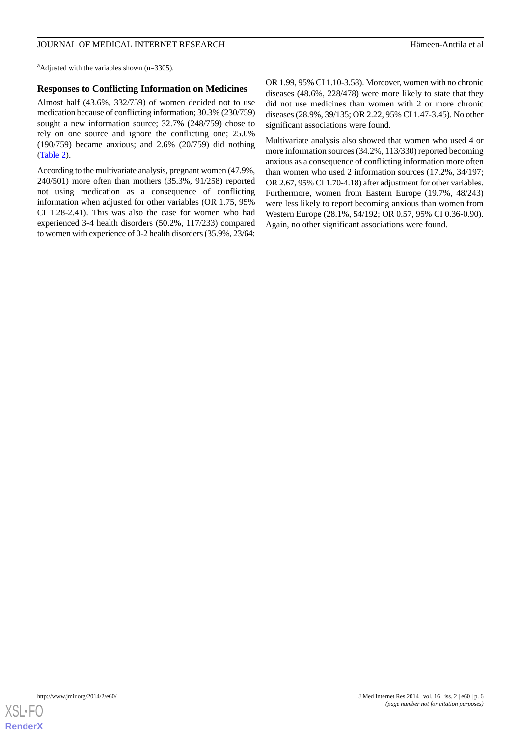[a]Adjusted with the variables shown (n=3305).

### Responses to Conflicting Information on Medicines

Almost half (43.6%, 332/759) of women decided not to use medication because of conflicting information; 30.3% (230/759) sought a new information source; 32.7% (248/759) chose to rely on one source and ignore the conflicting one; 25.0% (190/759) became anxious; and 2.6% (20/759) did nothing (Table 2).

According to the multivariate analysis, pregnant women (47.9%, 240/501) more often than mothers (35.3%, 91/258) reported not using medication as a consequence of conflicting information when adjusted for other variables (OR 1.75, 95% CI 1.28-2.41). This was also the case for women who had experienced 3-4 health disorders (50.2%, 117/233) compared to women with experience of 0-2 health disorders (35.9%, 23/64; OR 1.99, 95% CI 1.10-3.58). Moreover, women with no chronic diseases (48.6%, 228/478) were more likely to state that they did not use medicines than women with 2 or more chronic diseases (28.9%, 39/135; OR 2.22, 95% CI 1.47-3.45). No other significant associations were found.

Multivariate analysis also showed that women who used 4 or more information sources (34.2%, 113/330) reported becoming anxious as a consequence of conflicting information more often than women who used 2 information sources (17.2%, 34/197; OR 2.67, 95% CI 1.70-4.18) after adjustment for other variables. Furthermore, women from Eastern Europe (19.7%, 48/243) were less likely to report becoming anxious than women from Western Europe (28.1%, 54/192; OR 0.57, 95% CI 0.36-0.90). Again, no other significant associations were found.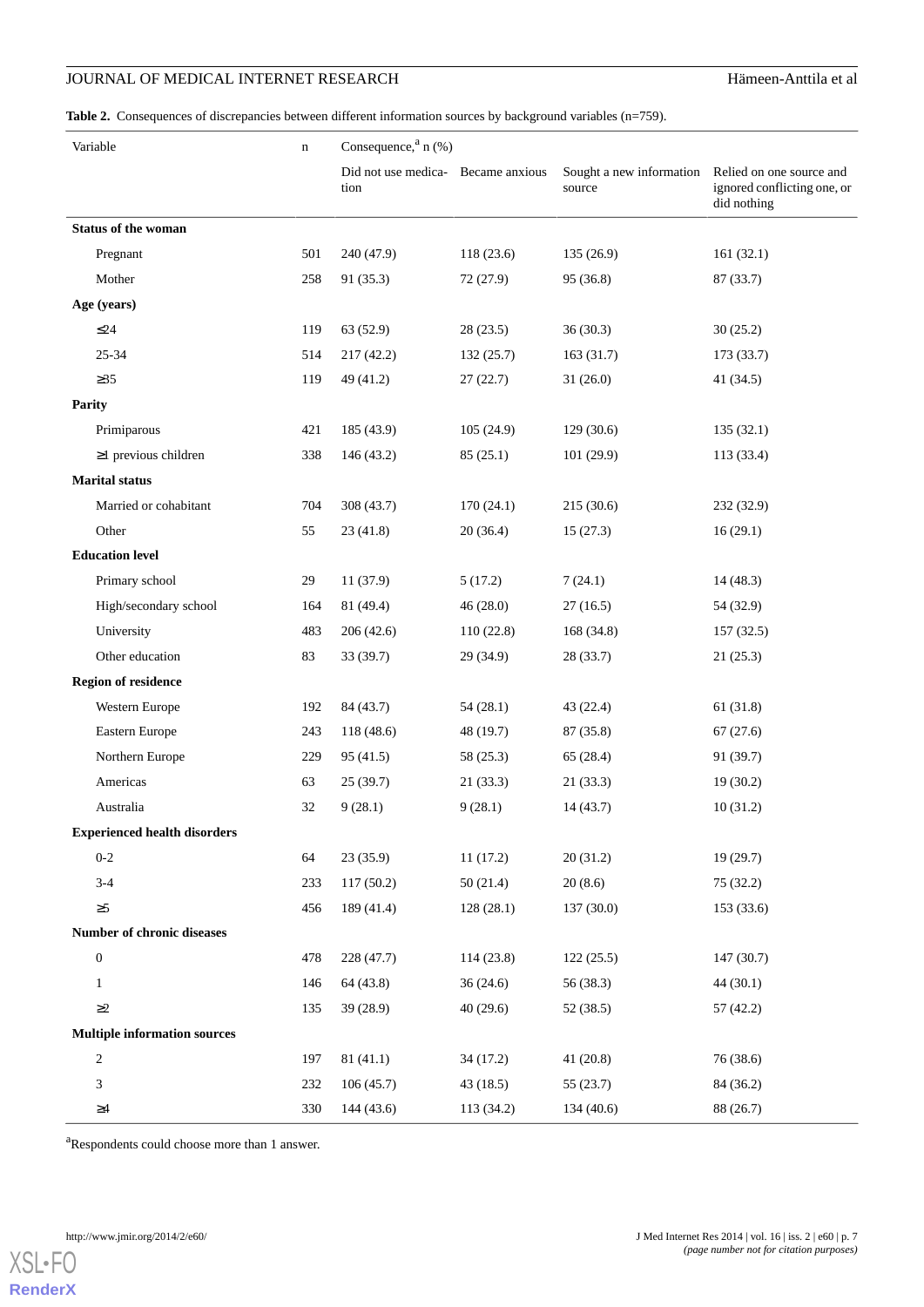**Table 2.** Consequences of discrepancies between different information sources by background variables (n=759).

| Variable | n | Consequence,[a] n (%) | | | |
|---|---|---|---|---|---|
| | | Did not use medication | Became anxious | Sought a new information source | Relied on one source and ignored conflicting one, or did nothing |
| **Status of the woman** | | | | | |
| Pregnant | 501 | 240 (47.9) | 118 (23.6) | 135 (26.9) | 161 (32.1) |
| Mother | 258 | 91 (35.3) | 72 (27.9) | 95 (36.8) | 87 (33.7) |
| **Age (years)** | | | | | |
| ≤24 | 119 | 63 (52.9) | 28 (23.5) | 36 (30.3) | 30 (25.2) |
| 25-34 | 514 | 217 (42.2) | 132 (25.7) | 163 (31.7) | 173 (33.7) |
| ≥35 | 119 | 49 (41.2) | 27 (22.7) | 31 (26.0) | 41 (34.5) |
| **Parity** | | | | | |
| Primiparous | 421 | 185 (43.9) | 105 (24.9) | 129 (30.6) | 135 (32.1) |
| ≥1 previous children | 338 | 146 (43.2) | 85 (25.1) | 101 (29.9) | 113 (33.4) |
| **Marital status** | | | | | |
| Married or cohabitant | 704 | 308 (43.7) | 170 (24.1) | 215 (30.6) | 232 (32.9) |
| Other | 55 | 23 (41.8) | 20 (36.4) | 15 (27.3) | 16 (29.1) |
| **Education level** | | | | | |
| Primary school | 29 | 11 (37.9) | 5 (17.2) | 7 (24.1) | 14 (48.3) |
| High/secondary school | 164 | 81 (49.4) | 46 (28.0) | 27 (16.5) | 54 (32.9) |
| University | 483 | 206 (42.6) | 110 (22.8) | 168 (34.8) | 157 (32.5) |
| Other education | 83 | 33 (39.7) | 29 (34.9) | 28 (33.7) | 21 (25.3) |
| **Region of residence** | | | | | |
| Western Europe | 192 | 84 (43.7) | 54 (28.1) | 43 (22.4) | 61 (31.8) |
| Eastern Europe | 243 | 118 (48.6) | 48 (19.7) | 87 (35.8) | 67 (27.6) |
| Northern Europe | 229 | 95 (41.5) | 58 (25.3) | 65 (28.4) | 91 (39.7) |
| Americas | 63 | 25 (39.7) | 21 (33.3) | 21 (33.3) | 19 (30.2) |
| Australia | 32 | 9 (28.1) | 9 (28.1) | 14 (43.7) | 10 (31.2) |
| **Experienced health disorders** | | | | | |
| 0-2 | 64 | 23 (35.9) | 11 (17.2) | 20 (31.2) | 19 (29.7) |
| 3-4 | 233 | 117 (50.2) | 50 (21.4) | 20 (8.6) | 75 (32.2) |
| ≥5 | 456 | 189 (41.4) | 128 (28.1) | 137 (30.0) | 153 (33.6) |
| **Number of chronic diseases** | | | | | |
| 0 | 478 | 228 (47.7) | 114 (23.8) | 122 (25.5) | 147 (30.7) |
| 1 | 146 | 64 (43.8) | 36 (24.6) | 56 (38.3) | 44 (30.1) |
| ≥2 | 135 | 39 (28.9) | 40 (29.6) | 52 (38.5) | 57 (42.2) |
| **Multiple information sources** | | | | | |
| 2 | 197 | 81 (41.1) | 34 (17.2) | 41 (20.8) | 76 (38.6) |
| 3 | 232 | 106 (45.7) | 43 (18.5) | 55 (23.7) | 84 (36.2) |
| ≥4 | 330 | 144 (43.6) | 113 (34.2) | 134 (40.6) | 88 (26.7) |

[a]Respondents could choose more than 1 answer.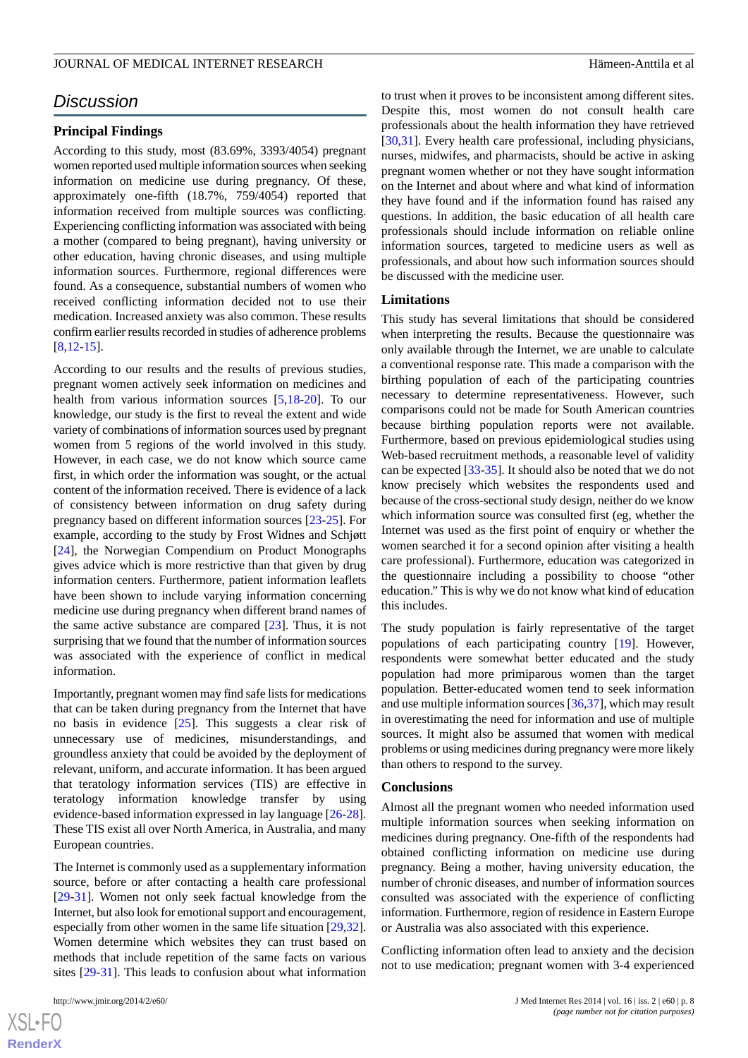## Discussion

### Principal Findings

According to this study, most (83.69%, 3393/4054) pregnant women reported used multiple information sources when seeking information on medicine use during pregnancy. Of these, approximately one-fifth (18.7%, 759/4054) reported that information received from multiple sources was conflicting. Experiencing conflicting information was associated with being a mother (compared to being pregnant), having university or other education, having chronic diseases, and using multiple information sources. Furthermore, regional differences were found. As a consequence, substantial numbers of women who received conflicting information decided not to use their medication. Increased anxiety was also common. These results confirm earlier results recorded in studies of adherence problems [8,12-15].

According to our results and the results of previous studies, pregnant women actively seek information on medicines and health from various information sources [5,18-20]. To our knowledge, our study is the first to reveal the extent and wide variety of combinations of information sources used by pregnant women from 5 regions of the world involved in this study. However, in each case, we do not know which source came first, in which order the information was sought, or the actual content of the information received. There is evidence of a lack of consistency between information on drug safety during pregnancy based on different information sources [23-25]. For example, according to the study by Frost Widnes and Schjøtt [24], the Norwegian Compendium on Product Monographs gives advice which is more restrictive than that given by drug information centers. Furthermore, patient information leaflets have been shown to include varying information concerning medicine use during pregnancy when different brand names of the same active substance are compared [23]. Thus, it is not surprising that we found that the number of information sources was associated with the experience of conflict in medical information.

Importantly, pregnant women may find safe lists for medications that can be taken during pregnancy from the Internet that have no basis in evidence [25]. This suggests a clear risk of unnecessary use of medicines, misunderstandings, and groundless anxiety that could be avoided by the deployment of relevant, uniform, and accurate information. It has been argued that teratology information services (TIS) are effective in teratology information knowledge transfer by using evidence-based information expressed in lay language [26-28]. These TIS exist all over North America, in Australia, and many European countries.

The Internet is commonly used as a supplementary information source, before or after contacting a health care professional [29-31]. Women not only seek factual knowledge from the Internet, but also look for emotional support and encouragement, especially from other women in the same life situation [29,32]. Women determine which websites they can trust based on methods that include repetition of the same facts on various sites [29-31]. This leads to confusion about what information to trust when it proves to be inconsistent among different sites. Despite this, most women do not consult health care professionals about the health information they have retrieved [30,31]. Every health care professional, including physicians, nurses, midwifes, and pharmacists, should be active in asking pregnant women whether or not they have sought information on the Internet and about where and what kind of information they have found and if the information found has raised any questions. In addition, the basic education of all health care professionals should include information on reliable online information sources, targeted to medicine users as well as professionals, and about how such information sources should be discussed with the medicine user.

### Limitations

This study has several limitations that should be considered when interpreting the results. Because the questionnaire was only available through the Internet, we are unable to calculate a conventional response rate. This made a comparison with the birthing population of each of the participating countries necessary to determine representativeness. However, such comparisons could not be made for South American countries because birthing population reports were not available. Furthermore, based on previous epidemiological studies using Web-based recruitment methods, a reasonable level of validity can be expected [33-35]. It should also be noted that we do not know precisely which websites the respondents used and because of the cross-sectional study design, neither do we know which information source was consulted first (eg, whether the Internet was used as the first point of enquiry or whether the women searched it for a second opinion after visiting a health care professional). Furthermore, education was categorized in the questionnaire including a possibility to choose "other education." This is why we do not know what kind of education this includes.

The study population is fairly representative of the target populations of each participating country [19]. However, respondents were somewhat better educated and the study population had more primiparous women than the target population. Better-educated women tend to seek information and use multiple information sources [36,37], which may result in overestimating the need for information and use of multiple sources. It might also be assumed that women with medical problems or using medicines during pregnancy were more likely than others to respond to the survey.

### Conclusions

Almost all the pregnant women who needed information used multiple information sources when seeking information on medicines during pregnancy. One-fifth of the respondents had obtained conflicting information on medicine use during pregnancy. Being a mother, having university education, the number of chronic diseases, and number of information sources consulted was associated with the experience of conflicting information. Furthermore, region of residence in Eastern Europe or Australia was also associated with this experience.

Conflicting information often lead to anxiety and the decision not to use medication; pregnant women with 3-4 experienced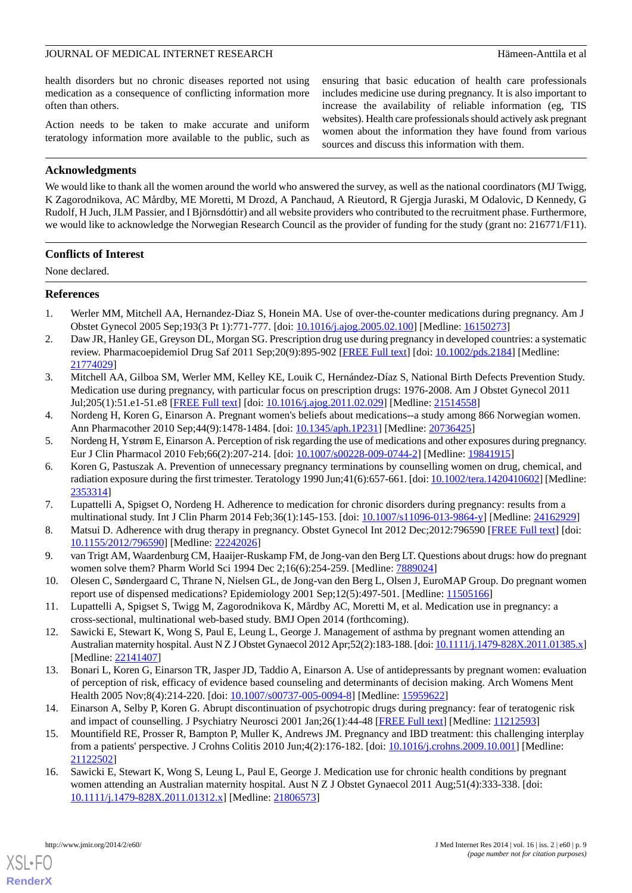health disorders but no chronic diseases reported not using medication as a consequence of conflicting information more often than others.

Action needs to be taken to make accurate and uniform teratology information more available to the public, such as ensuring that basic education of health care professionals includes medicine use during pregnancy. It is also important to increase the availability of reliable information (eg, TIS websites). Health care professionals should actively ask pregnant women about the information they have found from various sources and discuss this information with them.

## Acknowledgments

We would like to thank all the women around the world who answered the survey, as well as the national coordinators (MJ Twigg, K Zagorodnikova, AC Mårdby, ME Moretti, M Drozd, A Panchaud, A Rieutord, R Gjergja Juraski, M Odalovic, D Kennedy, G Rudolf, H Juch, JLM Passier, and I Björnsdóttir) and all website providers who contributed to the recruitment phase. Furthermore, we would like to acknowledge the Norwegian Research Council as the provider of funding for the study (grant no: 216771/F11).

## Conflicts of Interest

None declared.

## References

1. Werler MM, Mitchell AA, Hernandez-Diaz S, Honein MA. Use of over-the-counter medications during pregnancy. Am J Obstet Gynecol 2005 Sep;193(3 Pt 1):771-777. [doi: 10.1016/j.ajog.2005.02.100] [Medline: 16150273]
2. Daw JR, Hanley GE, Greyson DL, Morgan SG. Prescription drug use during pregnancy in developed countries: a systematic review. Pharmacoepidemiol Drug Saf 2011 Sep;20(9):895-902 [FREE Full text] [doi: 10.1002/pds.2184] [Medline: 21774029]
3. Mitchell AA, Gilboa SM, Werler MM, Kelley KE, Louik C, Hernández-Díaz S, National Birth Defects Prevention Study. Medication use during pregnancy, with particular focus on prescription drugs: 1976-2008. Am J Obstet Gynecol 2011 Jul;205(1):51.e1-51.e8 [FREE Full text] [doi: 10.1016/j.ajog.2011.02.029] [Medline: 21514558]
4. Nordeng H, Koren G, Einarson A. Pregnant women's beliefs about medications--a study among 866 Norwegian women. Ann Pharmacother 2010 Sep;44(9):1478-1484. [doi: 10.1345/aph.1P231] [Medline: 20736425]
5. Nordeng H, Ystrøm E, Einarson A. Perception of risk regarding the use of medications and other exposures during pregnancy. Eur J Clin Pharmacol 2010 Feb;66(2):207-214. [doi: 10.1007/s00228-009-0744-2] [Medline: 19841915]
6. Koren G, Pastuszak A. Prevention of unnecessary pregnancy terminations by counselling women on drug, chemical, and radiation exposure during the first trimester. Teratology 1990 Jun;41(6):657-661. [doi: 10.1002/tera.1420410602] [Medline: 2353314]
7. Lupattelli A, Spigset O, Nordeng H. Adherence to medication for chronic disorders during pregnancy: results from a multinational study. Int J Clin Pharm 2014 Feb;36(1):145-153. [doi: 10.1007/s11096-013-9864-y] [Medline: 24162929]
8. Matsui D. Adherence with drug therapy in pregnancy. Obstet Gynecol Int 2012 Dec;2012:796590 [FREE Full text] [doi: 10.1155/2012/796590] [Medline: 22242026]
9. van Trigt AM, Waardenburg CM, Haaijer-Ruskamp FM, de Jong-van den Berg LT. Questions about drugs: how do pregnant women solve them? Pharm World Sci 1994 Dec 2;16(6):254-259. [Medline: 7889024]
10. Olesen C, Søndergaard C, Thrane N, Nielsen GL, de Jong-van den Berg L, Olsen J, EuroMAP Group. Do pregnant women report use of dispensed medications? Epidemiology 2001 Sep;12(5):497-501. [Medline: 11505166]
11. Lupattelli A, Spigset S, Twigg M, Zagorodnikova K, Mårdby AC, Moretti M, et al. Medication use in pregnancy: a cross-sectional, multinational web-based study. BMJ Open 2014 (forthcoming).
12. Sawicki E, Stewart K, Wong S, Paul E, Leung L, George J. Management of asthma by pregnant women attending an Australian maternity hospital. Aust N Z J Obstet Gynaecol 2012 Apr;52(2):183-188. [doi: 10.1111/j.1479-828X.2011.01385.x] [Medline: 22141407]
13. Bonari L, Koren G, Einarson TR, Jasper JD, Taddio A, Einarson A. Use of antidepressants by pregnant women: evaluation of perception of risk, efficacy of evidence based counseling and determinants of decision making. Arch Womens Ment Health 2005 Nov;8(4):214-220. [doi: 10.1007/s00737-005-0094-8] [Medline: 15959622]
14. Einarson A, Selby P, Koren G. Abrupt discontinuation of psychotropic drugs during pregnancy: fear of teratogenic risk and impact of counselling. J Psychiatry Neurosci 2001 Jan;26(1):44-48 [FREE Full text] [Medline: 11212593]
15. Mountifield RE, Prosser R, Bampton P, Muller K, Andrews JM. Pregnancy and IBD treatment: this challenging interplay from a patients' perspective. J Crohns Colitis 2010 Jun;4(2):176-182. [doi: 10.1016/j.crohns.2009.10.001] [Medline: 21122502]
16. Sawicki E, Stewart K, Wong S, Leung L, Paul E, George J. Medication use for chronic health conditions by pregnant women attending an Australian maternity hospital. Aust N Z J Obstet Gynaecol 2011 Aug;51(4):333-338. [doi: 10.1111/j.1479-828X.2011.01312.x] [Medline: 21806573]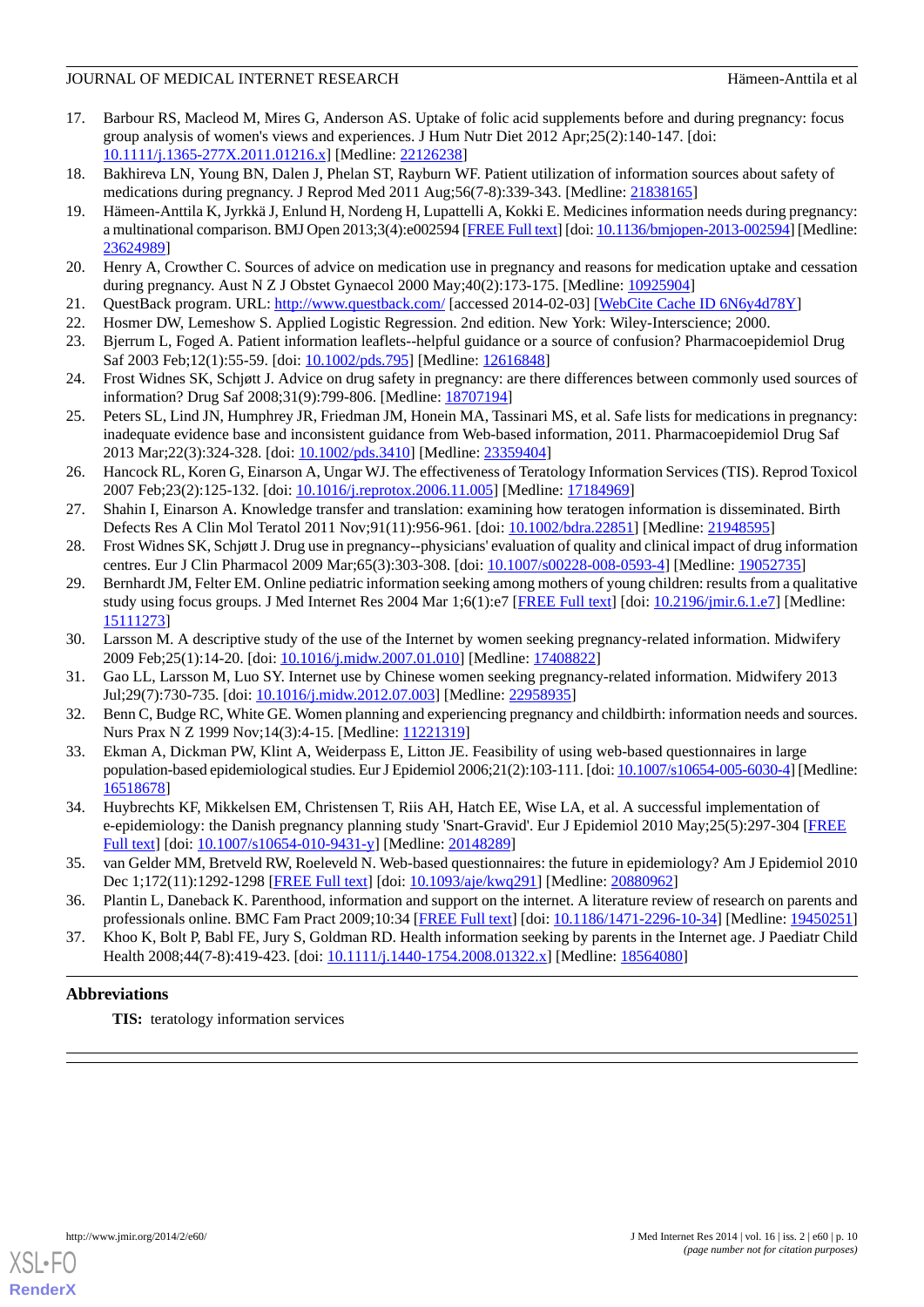17. Barbour RS, Macleod M, Mires G, Anderson AS. Uptake of folic acid supplements before and during pregnancy: focus group analysis of women's views and experiences. J Hum Nutr Diet 2012 Apr;25(2):140-147. [doi: 10.1111/j.1365-277X.2011.01216.x] [Medline: 22126238]
18. Bakhireva LN, Young BN, Dalen J, Phelan ST, Rayburn WF. Patient utilization of information sources about safety of medications during pregnancy. J Reprod Med 2011 Aug;56(7-8):339-343. [Medline: 21838165]
19. Hämeen-Anttila K, Jyrkkä J, Enlund H, Nordeng H, Lupattelli A, Kokki E. Medicines information needs during pregnancy: a multinational comparison. BMJ Open 2013;3(4):e002594 [FREE Full text] [doi: 10.1136/bmjopen-2013-002594] [Medline: 23624989]
20. Henry A, Crowther C. Sources of advice on medication use in pregnancy and reasons for medication uptake and cessation during pregnancy. Aust N Z J Obstet Gynaecol 2000 May;40(2):173-175. [Medline: 10925904]
21. QuestBack program. URL: http://www.questback.com/ [accessed 2014-02-03] [WebCite Cache ID 6N6y4d78Y]
22. Hosmer DW, Lemeshow S. Applied Logistic Regression. 2nd edition. New York: Wiley-Interscience; 2000.
23. Bjerrum L, Foged A. Patient information leaflets--helpful guidance or a source of confusion? Pharmacoepidemiol Drug Saf 2003 Feb;12(1):55-59. [doi: 10.1002/pds.795] [Medline: 12616848]
24. Frost Widnes SK, Schjøtt J. Advice on drug safety in pregnancy: are there differences between commonly used sources of information? Drug Saf 2008;31(9):799-806. [Medline: 18707194]
25. Peters SL, Lind JN, Humphrey JR, Friedman JM, Honein MA, Tassinari MS, et al. Safe lists for medications in pregnancy: inadequate evidence base and inconsistent guidance from Web-based information, 2011. Pharmacoepidemiol Drug Saf 2013 Mar;22(3):324-328. [doi: 10.1002/pds.3410] [Medline: 23359404]
26. Hancock RL, Koren G, Einarson A, Ungar WJ. The effectiveness of Teratology Information Services (TIS). Reprod Toxicol 2007 Feb;23(2):125-132. [doi: 10.1016/j.reprotox.2006.11.005] [Medline: 17184969]
27. Shahin I, Einarson A. Knowledge transfer and translation: examining how teratogen information is disseminated. Birth Defects Res A Clin Mol Teratol 2011 Nov;91(11):956-961. [doi: 10.1002/bdra.22851] [Medline: 21948595]
28. Frost Widnes SK, Schjøtt J. Drug use in pregnancy--physicians' evaluation of quality and clinical impact of drug information centres. Eur J Clin Pharmacol 2009 Mar;65(3):303-308. [doi: 10.1007/s00228-008-0593-4] [Medline: 19052735]
29. Bernhardt JM, Felter EM. Online pediatric information seeking among mothers of young children: results from a qualitative study using focus groups. J Med Internet Res 2004 Mar 1;6(1):e7 [FREE Full text] [doi: 10.2196/jmir.6.1.e7] [Medline: 15111273]
30. Larsson M. A descriptive study of the use of the Internet by women seeking pregnancy-related information. Midwifery 2009 Feb;25(1):14-20. [doi: 10.1016/j.midw.2007.01.010] [Medline: 17408822]
31. Gao LL, Larsson M, Luo SY. Internet use by Chinese women seeking pregnancy-related information. Midwifery 2013 Jul;29(7):730-735. [doi: 10.1016/j.midw.2012.07.003] [Medline: 22958935]
32. Benn C, Budge RC, White GE. Women planning and experiencing pregnancy and childbirth: information needs and sources. Nurs Prax N Z 1999 Nov;14(3):4-15. [Medline: 11221319]
33. Ekman A, Dickman PW, Klint A, Weiderpass E, Litton JE. Feasibility of using web-based questionnaires in large population-based epidemiological studies. Eur J Epidemiol 2006;21(2):103-111. [doi: 10.1007/s10654-005-6030-4] [Medline: 16518678]
34. Huybrechts KF, Mikkelsen EM, Christensen T, Riis AH, Hatch EE, Wise LA, et al. A successful implementation of e-epidemiology: the Danish pregnancy planning study 'Snart-Gravid'. Eur J Epidemiol 2010 May;25(5):297-304 [FREE Full text] [doi: 10.1007/s10654-010-9431-y] [Medline: 20148289]
35. van Gelder MM, Bretveld RW, Roeleveld N. Web-based questionnaires: the future in epidemiology? Am J Epidemiol 2010 Dec 1;172(11):1292-1298 [FREE Full text] [doi: 10.1093/aje/kwq291] [Medline: 20880962]
36. Plantin L, Daneback K. Parenthood, information and support on the internet. A literature review of research on parents and professionals online. BMC Fam Pract 2009;10:34 [FREE Full text] [doi: 10.1186/1471-2296-10-34] [Medline: 19450251]
37. Khoo K, Bolt P, Babl FE, Jury S, Goldman RD. Health information seeking by parents in the Internet age. J Paediatr Child Health 2008;44(7-8):419-423. [doi: 10.1111/j.1440-1754.2008.01322.x] [Medline: 18564080]

## Abbreviations

**TIS:** teratology information services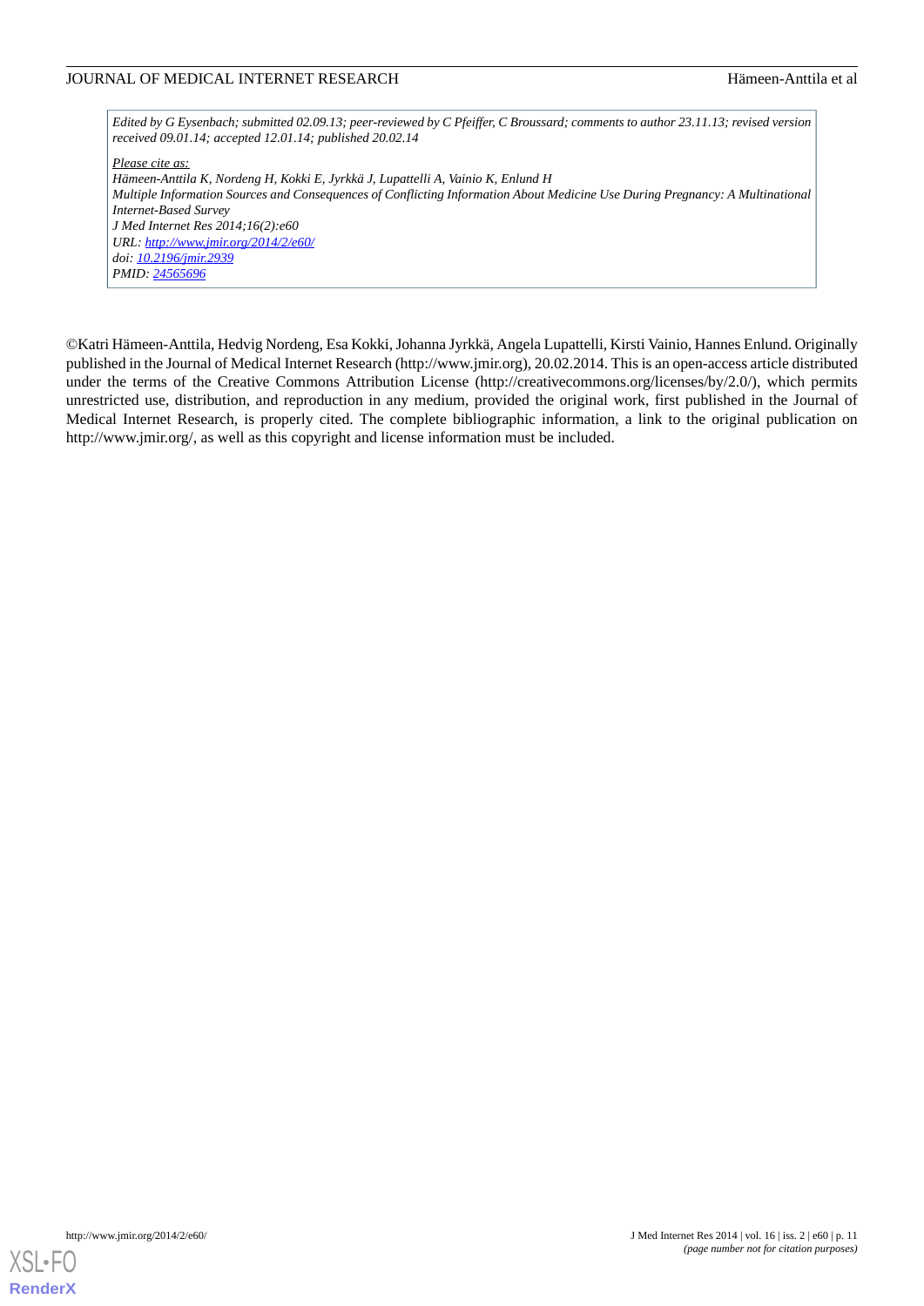*Edited by G Eysenbach; submitted 02.09.13; peer-reviewed by C Pfeiffer, C Broussard; comments to author 23.11.13; revised version received 09.01.14; accepted 12.01.14; published 20.02.14*

*Please cite as:*
*Hämeen-Anttila K, Nordeng H, Kokki E, Jyrkkä J, Lupattelli A, Vainio K, Enlund H*
*Multiple Information Sources and Consequences of Conflicting Information About Medicine Use During Pregnancy: A Multinational Internet-Based Survey*
*J Med Internet Res 2014;16(2):e60*
*URL: http://www.jmir.org/2014/2/e60/*
*doi: 10.2196/jmir.2939*
*PMID: 24565696*

©Katri Hämeen-Anttila, Hedvig Nordeng, Esa Kokki, Johanna Jyrkkä, Angela Lupattelli, Kirsti Vainio, Hannes Enlund. Originally published in the Journal of Medical Internet Research (http://www.jmir.org), 20.02.2014. This is an open-access article distributed under the terms of the Creative Commons Attribution License (http://creativecommons.org/licenses/by/2.0/), which permits unrestricted use, distribution, and reproduction in any medium, provided the original work, first published in the Journal of Medical Internet Research, is properly cited. The complete bibliographic information, a link to the original publication on http://www.jmir.org/, as well as this copyright and license information must be included.